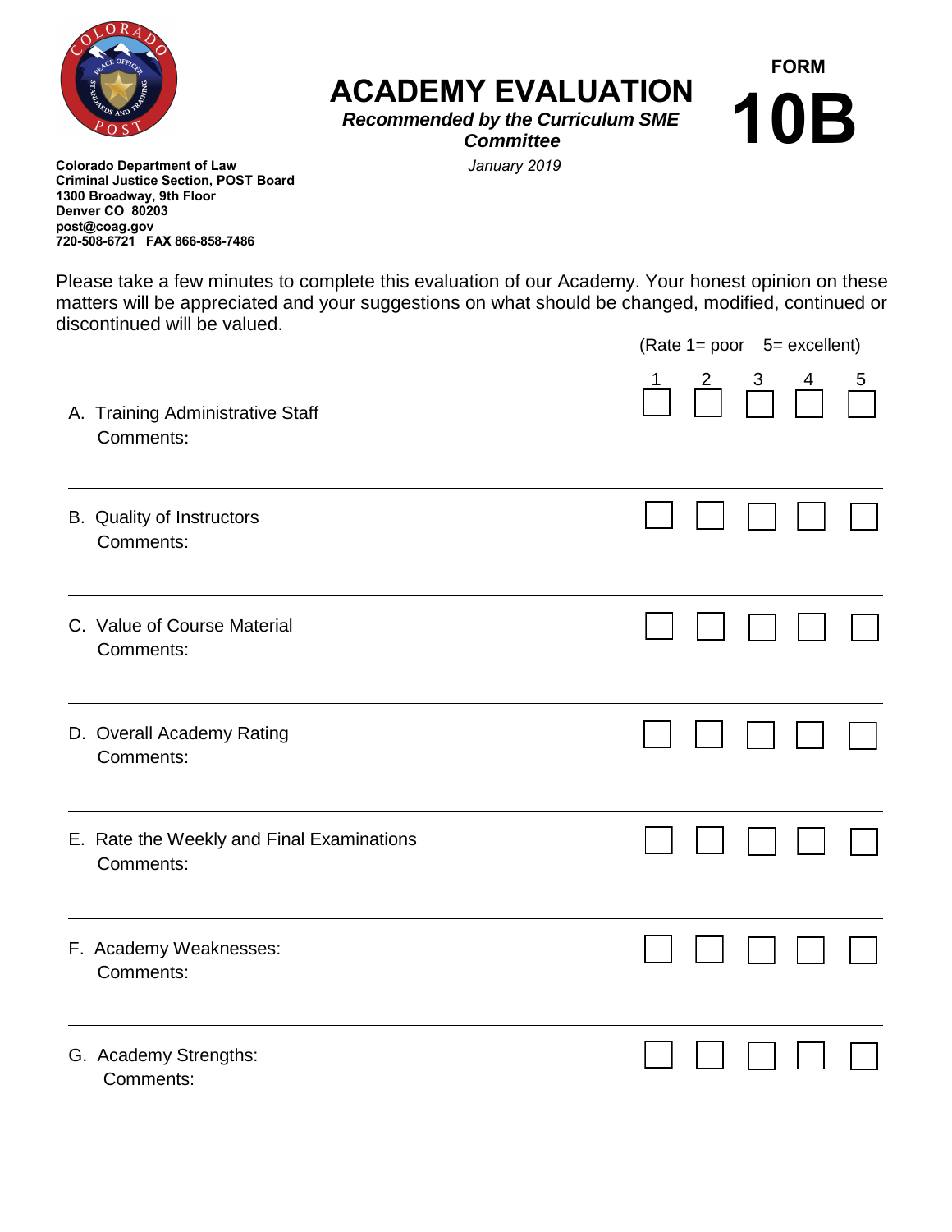**FORM**

# 10B

# ACADEMY EVALUATION

***Recommended by the Curriculum SME Committee***

*January 2019*

**Colorado Department of Law**
**Criminal Justice Section, POST Board**
**1300 Broadway, 9th Floor**
**Denver CO 80203**
**post@coag.gov**
**720-508-6721 FAX 866-858-7486**

Please take a few minutes to complete this evaluation of our Academy. Your honest opinion on these matters will be appreciated and your suggestions on what should be changed, modified, continued or discontinued will be valued.

(Rate 1= poor 5= excellent)

| | 1 | 2 | 3 | 4 | 5 |
|---|---|---|---|---|---|
| A. Training Administrative Staff<br>Comments: | ☐ | ☐ | ☐ | ☐ | ☐ |
| B. Quality of Instructors<br>Comments: | ☐ | ☐ | ☐ | ☐ | ☐ |
| C. Value of Course Material<br>Comments: | ☐ | ☐ | ☐ | ☐ | ☐ |
| D. Overall Academy Rating<br>Comments: | ☐ | ☐ | ☐ | ☐ | ☐ |
| E. Rate the Weekly and Final Examinations<br>Comments: | ☐ | ☐ | ☐ | ☐ | ☐ |
| F. Academy Weaknesses:<br>Comments: | ☐ | ☐ | ☐ | ☐ | ☐ |
| G. Academy Strengths:<br>Comments: | ☐ | ☐ | ☐ | ☐ | ☐ |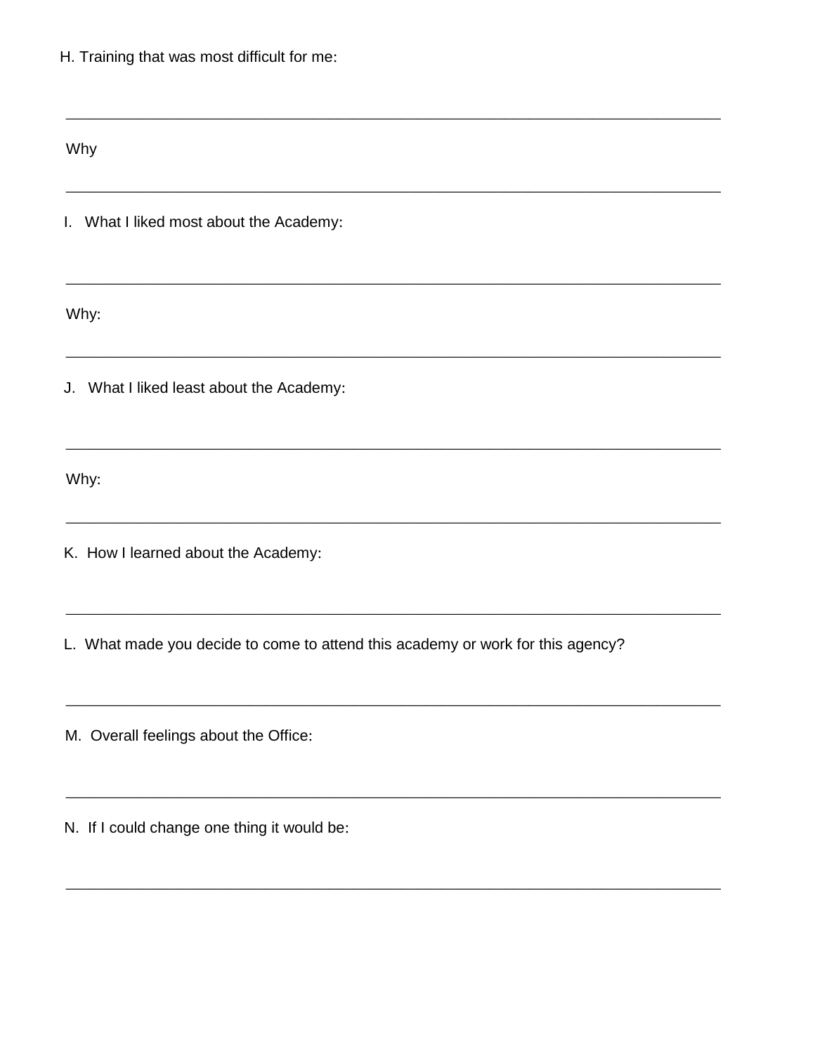H. Training that was most difficult for me:

\_\_\_\_\_\_\_\_\_\_\_\_\_\_\_\_\_\_\_\_\_\_\_\_\_\_\_\_\_\_\_\_\_\_\_\_\_\_\_\_\_\_\_\_\_\_\_\_\_\_\_\_\_\_\_\_\_\_\_\_\_\_\_\_\_\_\_\_\_\_\_\_\_\_\_\_

Why

\_\_\_\_\_\_\_\_\_\_\_\_\_\_\_\_\_\_\_\_\_\_\_\_\_\_\_\_\_\_\_\_\_\_\_\_\_\_\_\_\_\_\_\_\_\_\_\_\_\_\_\_\_\_\_\_\_\_\_\_\_\_\_\_\_\_\_\_\_\_\_\_\_\_\_\_

I. What I liked most about the Academy:

\_\_\_\_\_\_\_\_\_\_\_\_\_\_\_\_\_\_\_\_\_\_\_\_\_\_\_\_\_\_\_\_\_\_\_\_\_\_\_\_\_\_\_\_\_\_\_\_\_\_\_\_\_\_\_\_\_\_\_\_\_\_\_\_\_\_\_\_\_\_\_\_\_\_\_\_

Why:

\_\_\_\_\_\_\_\_\_\_\_\_\_\_\_\_\_\_\_\_\_\_\_\_\_\_\_\_\_\_\_\_\_\_\_\_\_\_\_\_\_\_\_\_\_\_\_\_\_\_\_\_\_\_\_\_\_\_\_\_\_\_\_\_\_\_\_\_\_\_\_\_\_\_\_\_

J. What I liked least about the Academy:

\_\_\_\_\_\_\_\_\_\_\_\_\_\_\_\_\_\_\_\_\_\_\_\_\_\_\_\_\_\_\_\_\_\_\_\_\_\_\_\_\_\_\_\_\_\_\_\_\_\_\_\_\_\_\_\_\_\_\_\_\_\_\_\_\_\_\_\_\_\_\_\_\_\_\_\_

Why:

\_\_\_\_\_\_\_\_\_\_\_\_\_\_\_\_\_\_\_\_\_\_\_\_\_\_\_\_\_\_\_\_\_\_\_\_\_\_\_\_\_\_\_\_\_\_\_\_\_\_\_\_\_\_\_\_\_\_\_\_\_\_\_\_\_\_\_\_\_\_\_\_\_\_\_\_

K. How I learned about the Academy:

\_\_\_\_\_\_\_\_\_\_\_\_\_\_\_\_\_\_\_\_\_\_\_\_\_\_\_\_\_\_\_\_\_\_\_\_\_\_\_\_\_\_\_\_\_\_\_\_\_\_\_\_\_\_\_\_\_\_\_\_\_\_\_\_\_\_\_\_\_\_\_\_\_\_\_\_

L. What made you decide to come to attend this academy or work for this agency?

\_\_\_\_\_\_\_\_\_\_\_\_\_\_\_\_\_\_\_\_\_\_\_\_\_\_\_\_\_\_\_\_\_\_\_\_\_\_\_\_\_\_\_\_\_\_\_\_\_\_\_\_\_\_\_\_\_\_\_\_\_\_\_\_\_\_\_\_\_\_\_\_\_\_\_\_

M. Overall feelings about the Office:

\_\_\_\_\_\_\_\_\_\_\_\_\_\_\_\_\_\_\_\_\_\_\_\_\_\_\_\_\_\_\_\_\_\_\_\_\_\_\_\_\_\_\_\_\_\_\_\_\_\_\_\_\_\_\_\_\_\_\_\_\_\_\_\_\_\_\_\_\_\_\_\_\_\_\_\_

N. If I could change one thing it would be:

\_\_\_\_\_\_\_\_\_\_\_\_\_\_\_\_\_\_\_\_\_\_\_\_\_\_\_\_\_\_\_\_\_\_\_\_\_\_\_\_\_\_\_\_\_\_\_\_\_\_\_\_\_\_\_\_\_\_\_\_\_\_\_\_\_\_\_\_\_\_\_\_\_\_\_\_